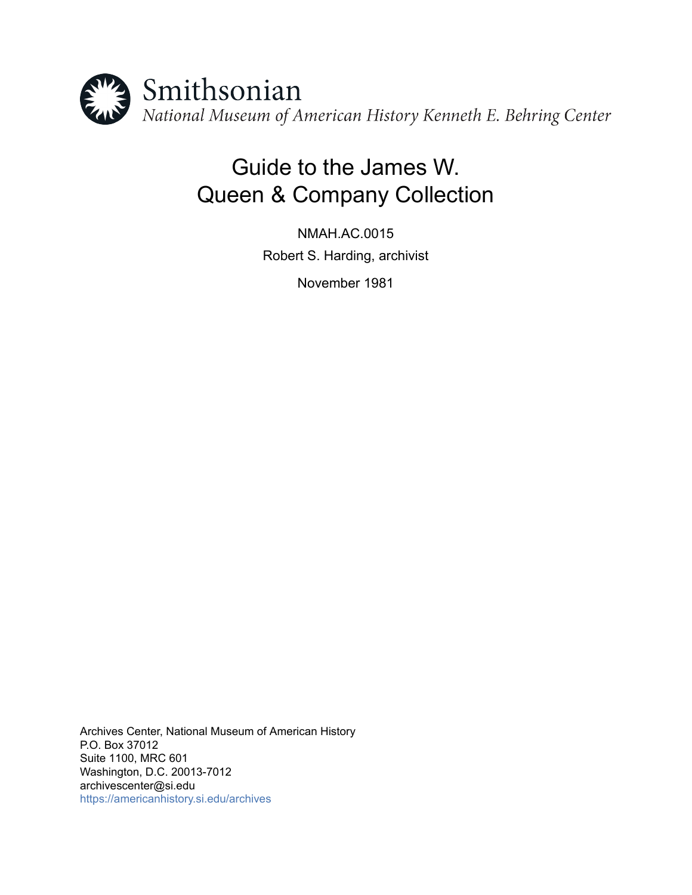Smithsonian

*National Museum of American History Kenneth E. Behring Center*

# Guide to the James W. Queen & Company Collection

NMAH.AC.0015

Robert S. Harding, archivist

November 1981

Archives Center, National Museum of American History
P.O. Box 37012
Suite 1100, MRC 601
Washington, D.C. 20013-7012
archivescenter@si.edu
https://americanhistory.si.edu/archives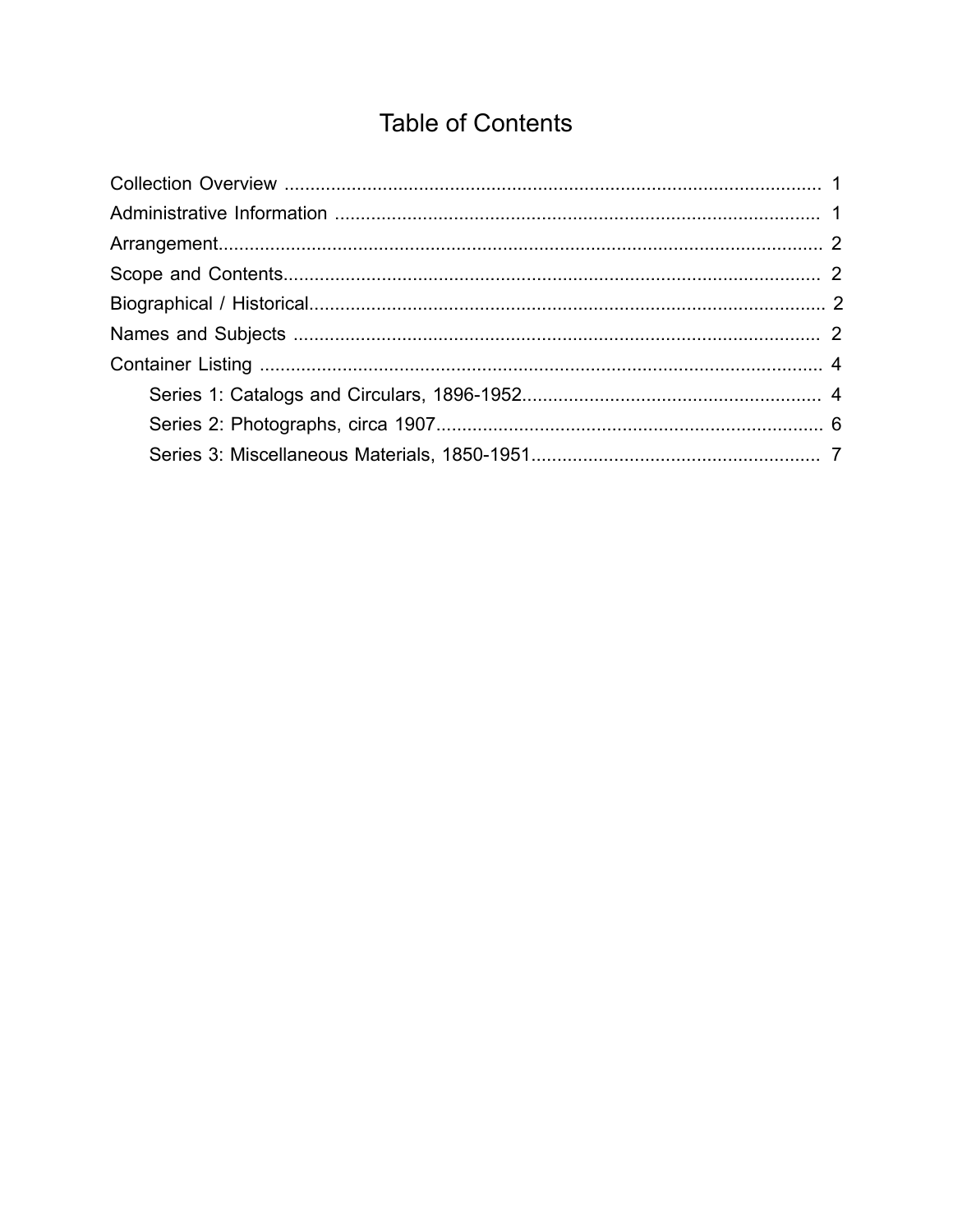# Table of Contents

- Collection Overview ........................................................................................................ 1
- Administrative Information .............................................................................................. 1
- Arrangement..................................................................................................................... 2
- Scope and Contents......................................................................................................... 2
- Biographical / Historical................................................................................................... 2
- Names and Subjects ....................................................................................................... 2
- Container Listing ............................................................................................................. 4
  - Series 1: Catalogs and Circulars, 1896-1952.......................................................... 4
  - Series 2: Photographs, circa 1907........................................................................... 6
  - Series 3: Miscellaneous Materials, 1850-1951........................................................ 7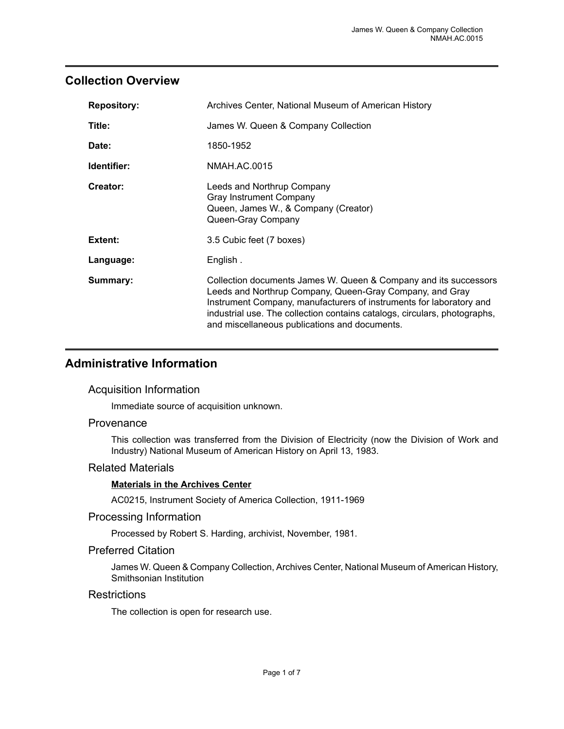## Collection Overview

| | |
|---|---|
| **Repository:** | Archives Center, National Museum of American History |
| **Title:** | James W. Queen & Company Collection |
| **Date:** | 1850-1952 |
| **Identifier:** | NMAH.AC.0015 |
| **Creator:** | Leeds and Northrup Company<br>Gray Instrument Company<br>Queen, James W., & Company (Creator)<br>Queen-Gray Company |
| **Extent:** | 3.5 Cubic feet (7 boxes) |
| **Language:** | English . |
| **Summary:** | Collection documents James W. Queen & Company and its successors Leeds and Northrup Company, Queen-Gray Company, and Gray Instrument Company, manufacturers of instruments for laboratory and industrial use. The collection contains catalogs, circulars, photographs, and miscellaneous publications and documents. |

## Administrative Information

### Acquisition Information

Immediate source of acquisition unknown.

### Provenance

This collection was transferred from the Division of Electricity (now the Division of Work and Industry) National Museum of American History on April 13, 1983.

### Related Materials

**Materials in the Archives Center**

AC0215, Instrument Society of America Collection, 1911-1969

### Processing Information

Processed by Robert S. Harding, archivist, November, 1981.

### Preferred Citation

James W. Queen & Company Collection, Archives Center, National Museum of American History, Smithsonian Institution

### Restrictions

The collection is open for research use.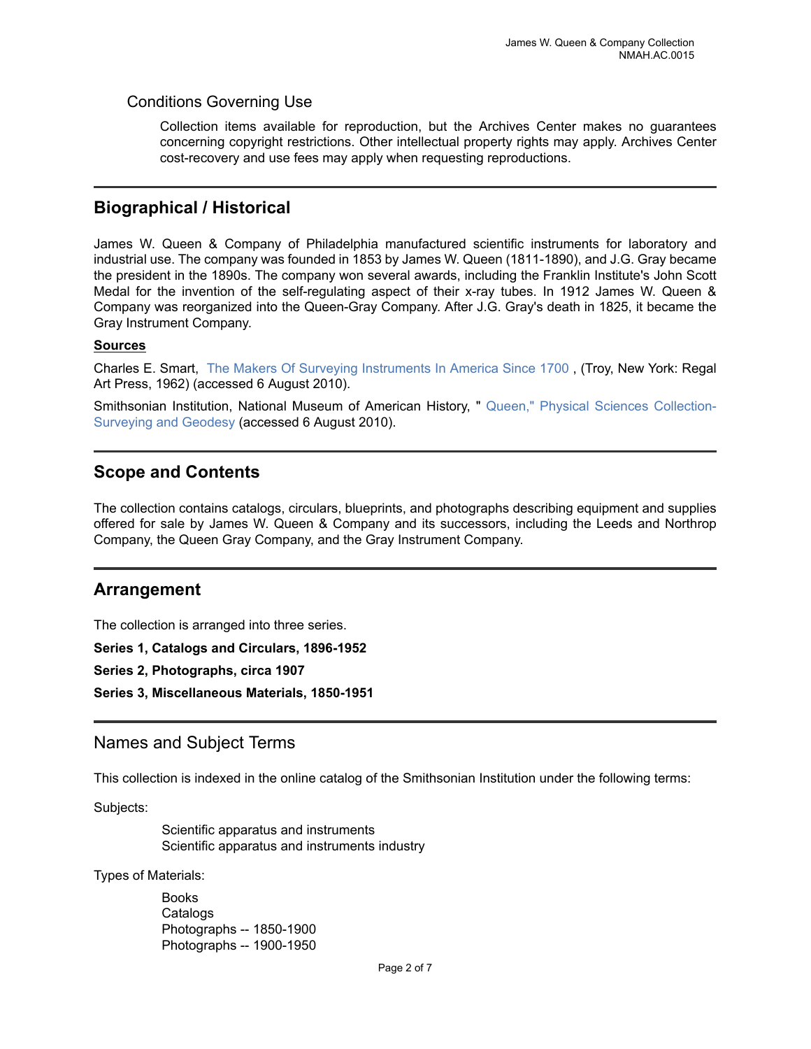## Conditions Governing Use

Collection items available for reproduction, but the Archives Center makes no guarantees concerning copyright restrictions. Other intellectual property rights may apply. Archives Center cost-recovery and use fees may apply when requesting reproductions.

## Biographical / Historical

James W. Queen & Company of Philadelphia manufactured scientific instruments for laboratory and industrial use. The company was founded in 1853 by James W. Queen (1811-1890), and J.G. Gray became the president in the 1890s. The company won several awards, including the Franklin Institute's John Scott Medal for the invention of the self-regulating aspect of their x-ray tubes. In 1912 James W. Queen & Company was reorganized into the Queen-Gray Company. After J.G. Gray's death in 1825, it became the Gray Instrument Company.

**Sources**

Charles E. Smart, The Makers Of Surveying Instruments In America Since 1700 , (Troy, New York: Regal Art Press, 1962) (accessed 6 August 2010).

Smithsonian Institution, National Museum of American History, " Queen," Physical Sciences Collection-Surveying and Geodesy (accessed 6 August 2010).

## Scope and Contents

The collection contains catalogs, circulars, blueprints, and photographs describing equipment and supplies offered for sale by James W. Queen & Company and its successors, including the Leeds and Northrop Company, the Queen Gray Company, and the Gray Instrument Company.

## Arrangement

The collection is arranged into three series.

**Series 1, Catalogs and Circulars, 1896-1952**

**Series 2, Photographs, circa 1907**

**Series 3, Miscellaneous Materials, 1850-1951**

## Names and Subject Terms

This collection is indexed in the online catalog of the Smithsonian Institution under the following terms:

Subjects:

Scientific apparatus and instruments
Scientific apparatus and instruments industry

Types of Materials:

Books
Catalogs
Photographs -- 1850-1900
Photographs -- 1900-1950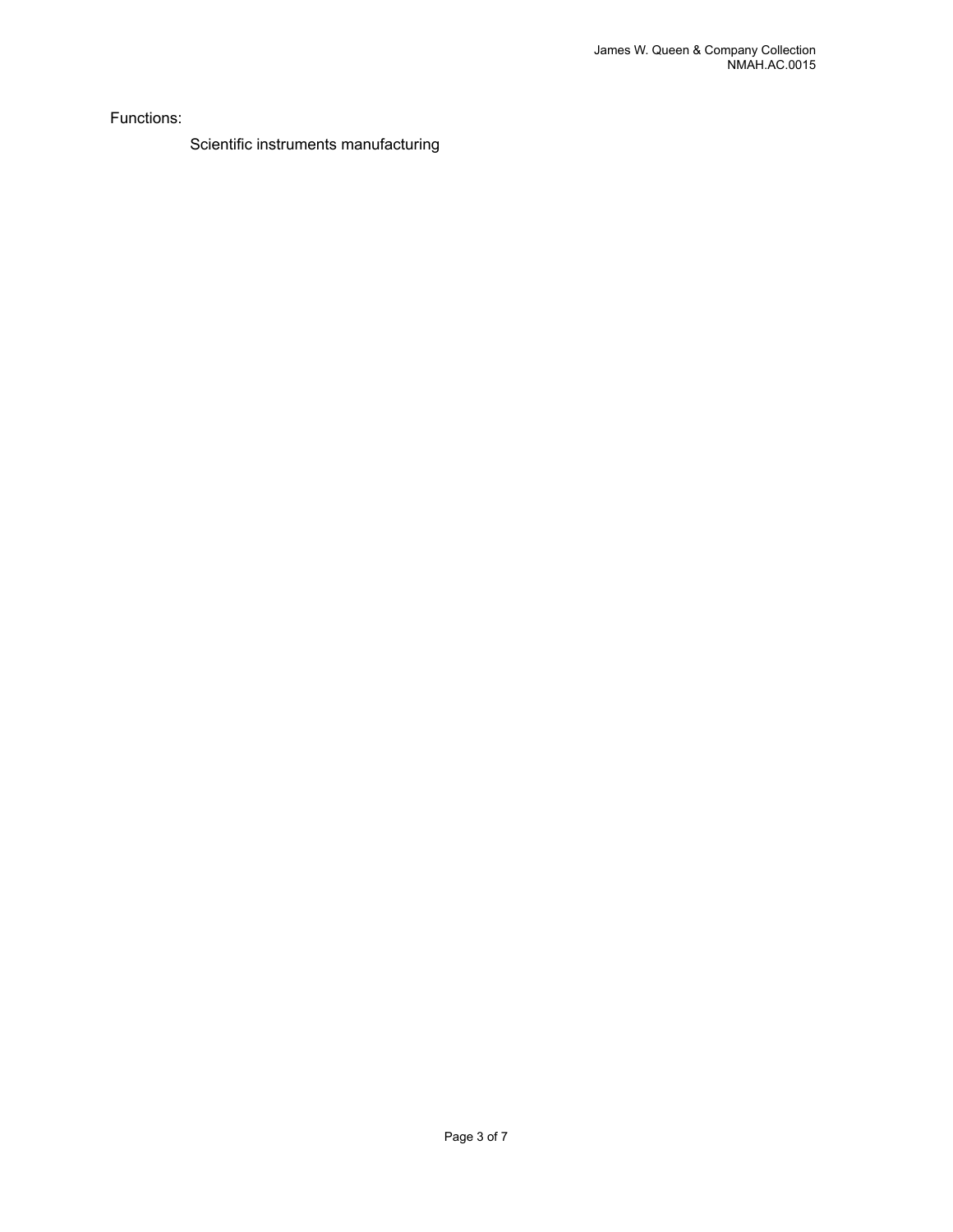Functions:

Scientific instruments manufacturing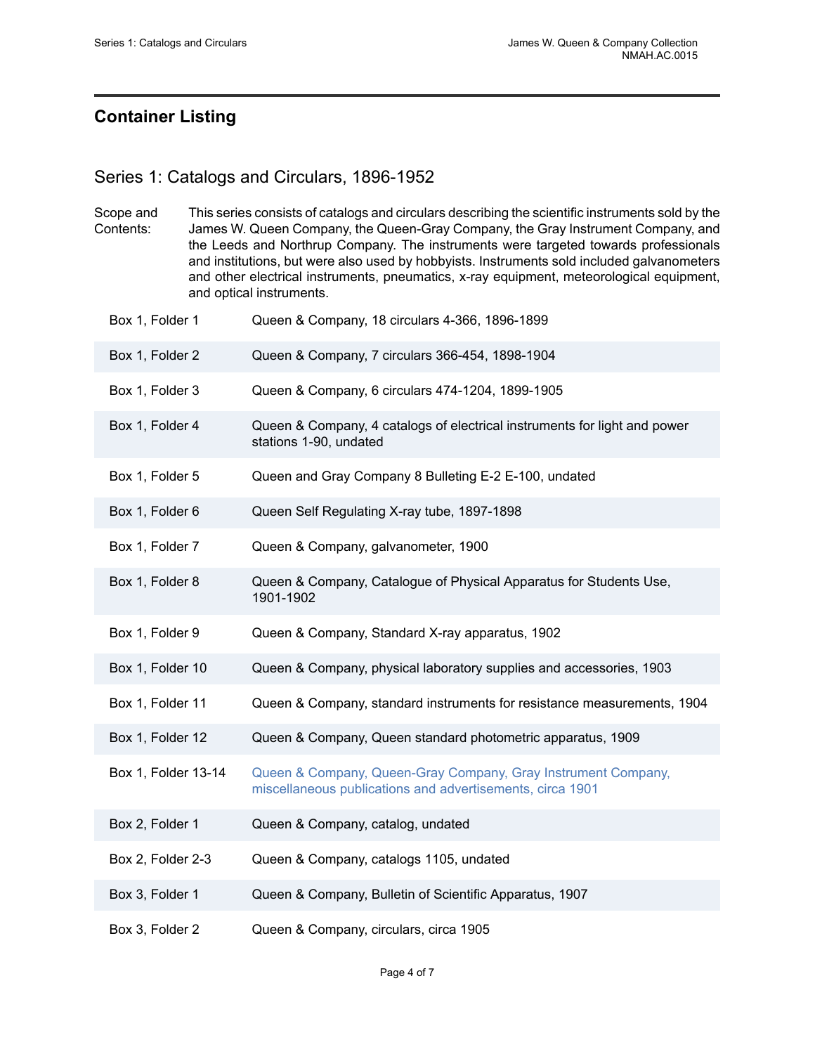## Container Listing

### Series 1: Catalogs and Circulars, 1896-1952

**Scope and Contents:** This series consists of catalogs and circulars describing the scientific instruments sold by the James W. Queen Company, the Queen-Gray Company, the Gray Instrument Company, and the Leeds and Northrup Company. The instruments were targeted towards professionals and institutions, but were also used by hobbyists. Instruments sold included galvanometers and other electrical instruments, pneumatics, x-ray equipment, meteorological equipment, and optical instruments.

| Location | Description |
|---|---|
| Box 1, Folder 1 | Queen & Company, 18 circulars 4-366, 1896-1899 |
| Box 1, Folder 2 | Queen & Company, 7 circulars 366-454, 1898-1904 |
| Box 1, Folder 3 | Queen & Company, 6 circulars 474-1204, 1899-1905 |
| Box 1, Folder 4 | Queen & Company, 4 catalogs of electrical instruments for light and power stations 1-90, undated |
| Box 1, Folder 5 | Queen and Gray Company 8 Bulleting E-2 E-100, undated |
| Box 1, Folder 6 | Queen Self Regulating X-ray tube, 1897-1898 |
| Box 1, Folder 7 | Queen & Company, galvanometer, 1900 |
| Box 1, Folder 8 | Queen & Company, Catalogue of Physical Apparatus for Students Use, 1901-1902 |
| Box 1, Folder 9 | Queen & Company, Standard X-ray apparatus, 1902 |
| Box 1, Folder 10 | Queen & Company, physical laboratory supplies and accessories, 1903 |
| Box 1, Folder 11 | Queen & Company, standard instruments for resistance measurements, 1904 |
| Box 1, Folder 12 | Queen & Company, Queen standard photometric apparatus, 1909 |
| Box 1, Folder 13-14 | Queen & Company, Queen-Gray Company, Gray Instrument Company, miscellaneous publications and advertisements, circa 1901 |
| Box 2, Folder 1 | Queen & Company, catalog, undated |
| Box 2, Folder 2-3 | Queen & Company, catalogs 1105, undated |
| Box 3, Folder 1 | Queen & Company, Bulletin of Scientific Apparatus, 1907 |
| Box 3, Folder 2 | Queen & Company, circulars, circa 1905 |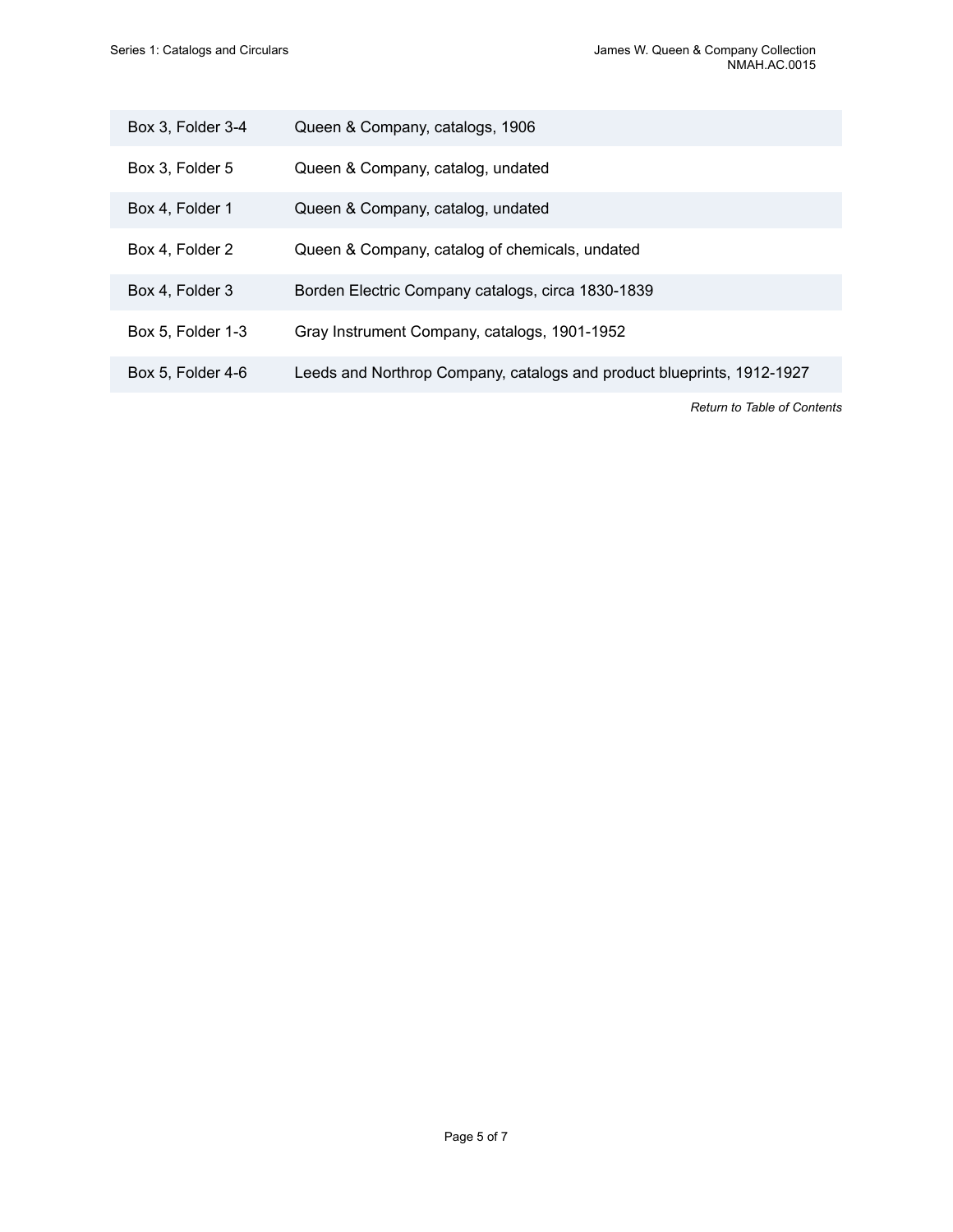| | |
|---|---|
| Box 3, Folder 3-4 | Queen & Company, catalogs, 1906 |
| Box 3, Folder 5 | Queen & Company, catalog, undated |
| Box 4, Folder 1 | Queen & Company, catalog, undated |
| Box 4, Folder 2 | Queen & Company, catalog of chemicals, undated |
| Box 4, Folder 3 | Borden Electric Company catalogs, circa 1830-1839 |
| Box 5, Folder 1-3 | Gray Instrument Company, catalogs, 1901-1952 |
| Box 5, Folder 4-6 | Leeds and Northrop Company, catalogs and product blueprints, 1912-1927 |

*Return to Table of Contents*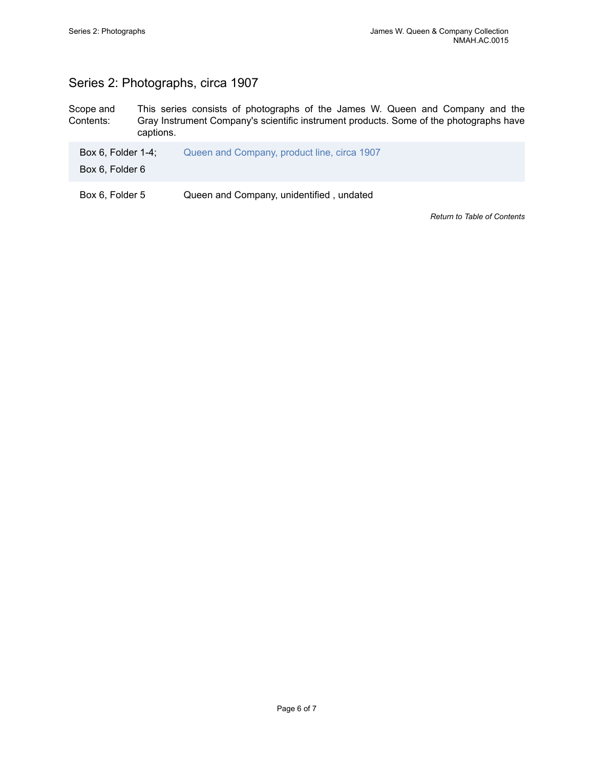## Series 2: Photographs, circa 1907

| Scope and Contents: | This series consists of photographs of the James W. Queen and Company and the Gray Instrument Company's scientific instrument products. Some of the photographs have captions. |
|---|---|

| Location | Description |
|---|---|
| Box 6, Folder 1-4; Box 6, Folder 6 | Queen and Company, product line, circa 1907 |
| Box 6, Folder 5 | Queen and Company, unidentified , undated |

*Return to Table of Contents*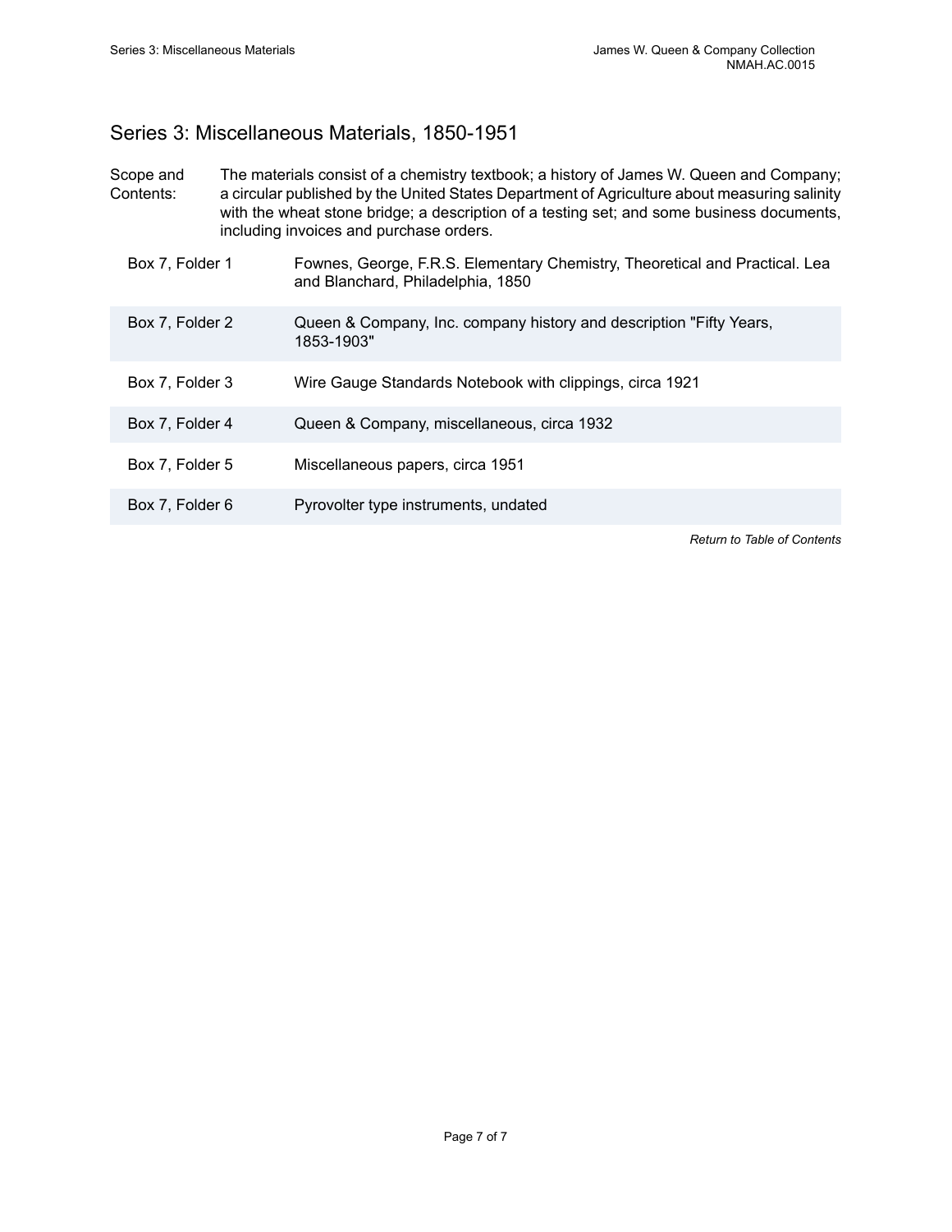## Series 3: Miscellaneous Materials, 1850-1951

Scope and Contents: The materials consist of a chemistry textbook; a history of James W. Queen and Company; a circular published by the United States Department of Agriculture about measuring salinity with the wheat stone bridge; a description of a testing set; and some business documents, including invoices and purchase orders.

| | |
|---|---|
| Box 7, Folder 1 | Fownes, George, F.R.S. Elementary Chemistry, Theoretical and Practical. Lea and Blanchard, Philadelphia, 1850 |
| Box 7, Folder 2 | Queen & Company, Inc. company history and description "Fifty Years, 1853-1903" |
| Box 7, Folder 3 | Wire Gauge Standards Notebook with clippings, circa 1921 |
| Box 7, Folder 4 | Queen & Company, miscellaneous, circa 1932 |
| Box 7, Folder 5 | Miscellaneous papers, circa 1951 |
| Box 7, Folder 6 | Pyrovolter type instruments, undated |

*Return to Table of Contents*